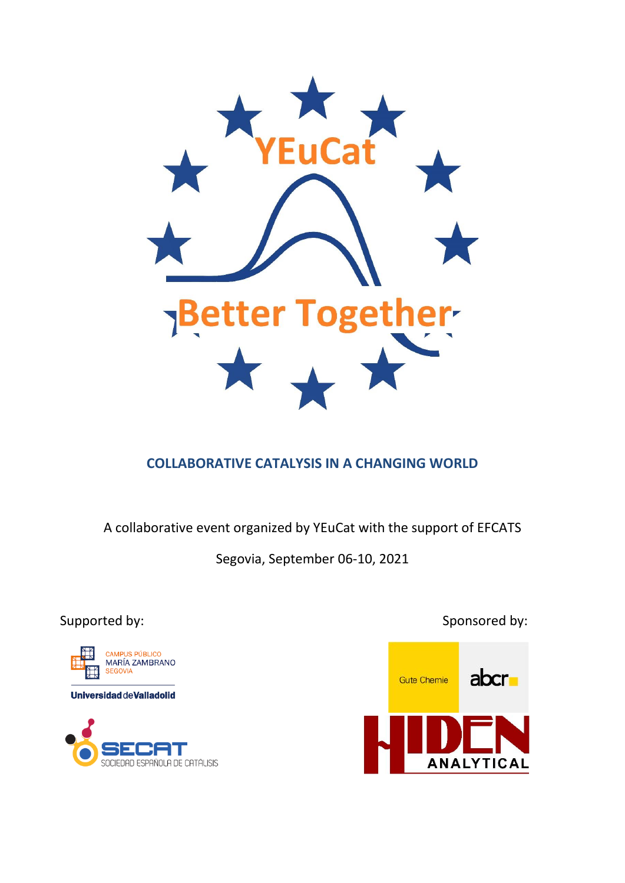# YEuCat

## Better Together

**COLLABORATIVE CATALYSIS IN A CHANGING WORLD**

A collaborative event organized by YEuCat with the support of EFCATS

Segovia, September 06-10, 2021

Supported by:

CAMPUS PÚBLICO MARÍA ZAMBRANO SEGOVIA

Universidad de Valladolid

SECAT SOCIEDAD ESPAÑOLA DE CATÁLISIS

Sponsored by:

Gute Chemie abcr

HIDEN ANALYTICAL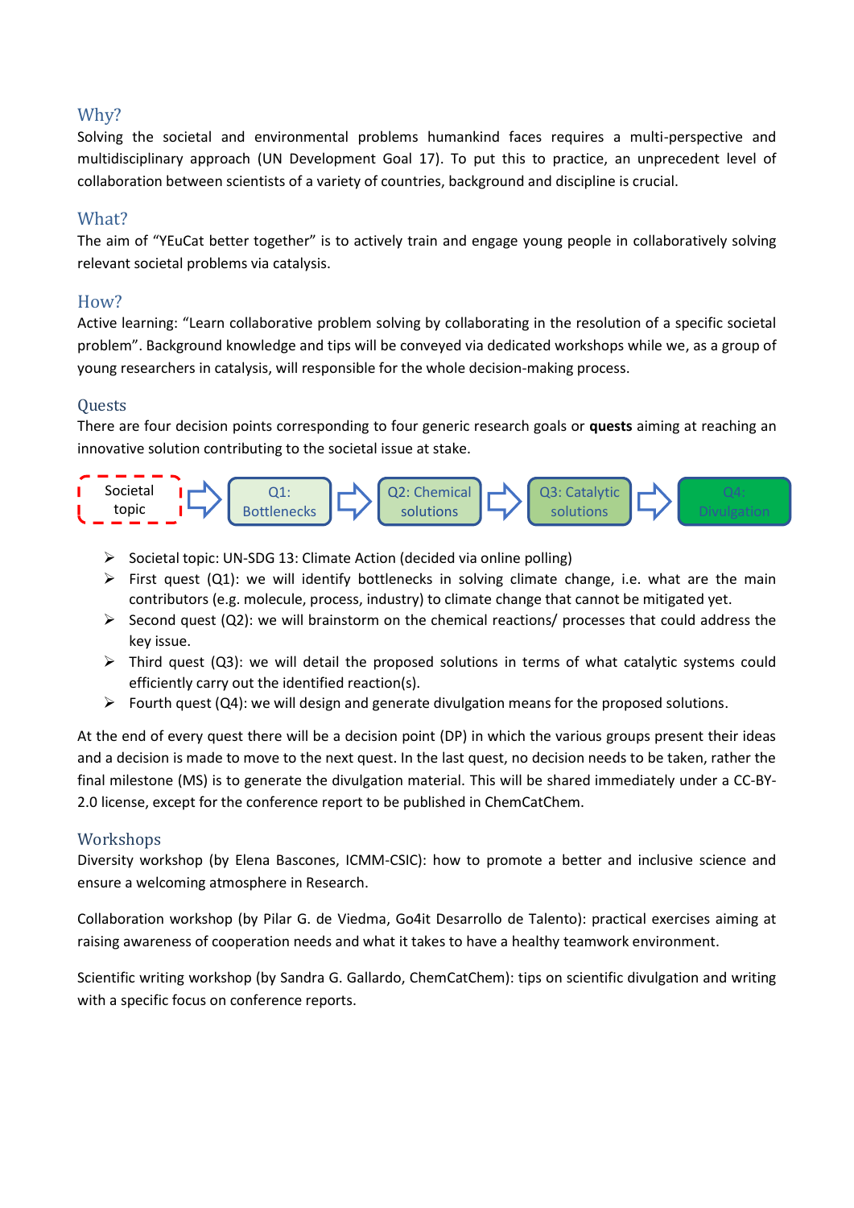## Why?

Solving the societal and environmental problems humankind faces requires a multi-perspective and multidisciplinary approach (UN Development Goal 17). To put this to practice, an unprecedent level of collaboration between scientists of a variety of countries, background and discipline is crucial.

## What?

The aim of "YEuCat better together" is to actively train and engage young people in collaboratively solving relevant societal problems via catalysis.

## How?

Active learning: "Learn collaborative problem solving by collaborating in the resolution of a specific societal problem". Background knowledge and tips will be conveyed via dedicated workshops while we, as a group of young researchers in catalysis, will responsible for the whole decision-making process.

## Quests

There are four decision points corresponding to four generic research goals or **quests** aiming at reaching an innovative solution contributing to the societal issue at stake.

Societal topic → Q1: Bottlenecks → Q2: Chemical solutions → Q3: Catalytic solutions → Q4: Divulgation

- Societal topic: UN-SDG 13: Climate Action (decided via online polling)
- First quest (Q1): we will identify bottlenecks in solving climate change, i.e. what are the main contributors (e.g. molecule, process, industry) to climate change that cannot be mitigated yet.
- Second quest (Q2): we will brainstorm on the chemical reactions/ processes that could address the key issue.
- Third quest (Q3): we will detail the proposed solutions in terms of what catalytic systems could efficiently carry out the identified reaction(s).
- Fourth quest (Q4): we will design and generate divulgation means for the proposed solutions.

At the end of every quest there will be a decision point (DP) in which the various groups present their ideas and a decision is made to move to the next quest. In the last quest, no decision needs to be taken, rather the final milestone (MS) is to generate the divulgation material. This will be shared immediately under a CC-BY-2.0 license, except for the conference report to be published in ChemCatChem.

## Workshops

Diversity workshop (by Elena Bascones, ICMM-CSIC): how to promote a better and inclusive science and ensure a welcoming atmosphere in Research.

Collaboration workshop (by Pilar G. de Viedma, Go4it Desarrollo de Talento): practical exercises aiming at raising awareness of cooperation needs and what it takes to have a healthy teamwork environment.

Scientific writing workshop (by Sandra G. Gallardo, ChemCatChem): tips on scientific divulgation and writing with a specific focus on conference reports.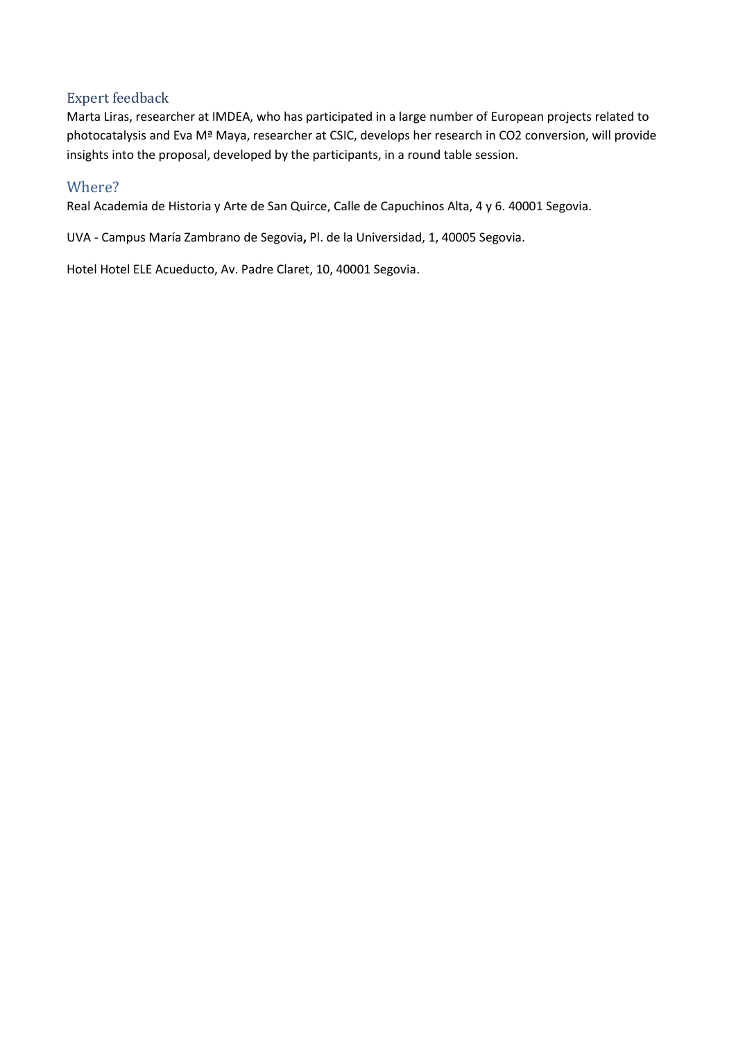## Expert feedback

Marta Liras, researcher at IMDEA, who has participated in a large number of European projects related to photocatalysis and Eva Mª Maya, researcher at CSIC, develops her research in CO2 conversion, will provide insights into the proposal, developed by the participants, in a round table session.

## Where?

Real Academia de Historia y Arte de San Quirce, Calle de Capuchinos Alta, 4 y 6. 40001 Segovia.

UVA - Campus María Zambrano de Segovia**,** Pl. de la Universidad, 1, 40005 Segovia.

Hotel Hotel ELE Acueducto, Av. Padre Claret, 10, 40001 Segovia.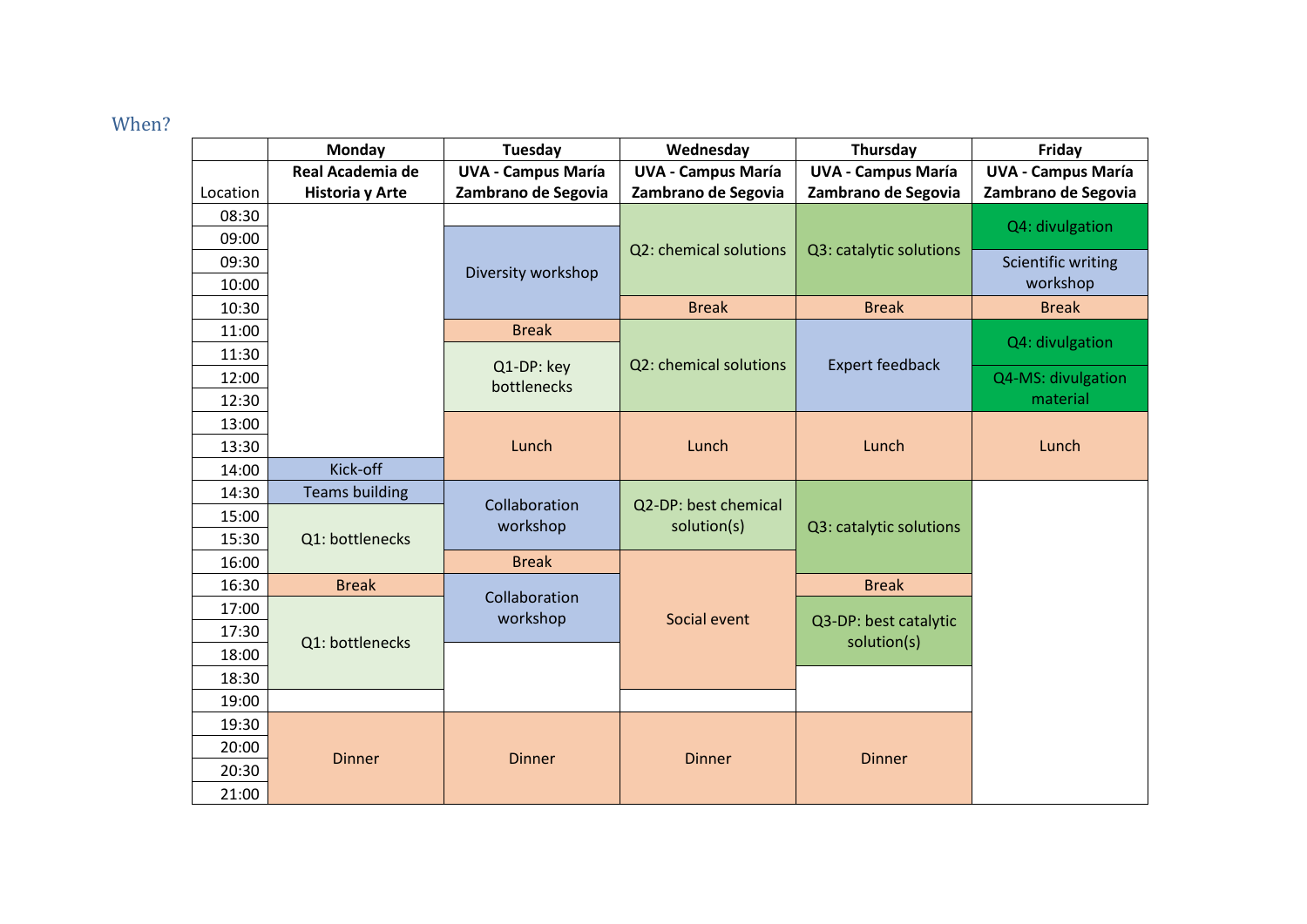## When?

| | Monday | Tuesday | Wednesday | Thursday | Friday |
|---|---|---|---|---|---|
| Location | Real Academia de Historia y Arte | UVA - Campus María Zambrano de Segovia | UVA - Campus María Zambrano de Segovia | UVA - Campus María Zambrano de Segovia | UVA - Campus María Zambrano de Segovia |
| 08:30 | | | Q2: chemical solutions | Q3: catalytic solutions | Q4: divulgation |
| 09:00 | | Diversity workshop | Q2: chemical solutions | Q3: catalytic solutions | Q4: divulgation |
| 09:30 | | Diversity workshop | Q2: chemical solutions | Q3: catalytic solutions | Scientific writing workshop |
| 10:00 | | Diversity workshop | Q2: chemical solutions | Q3: catalytic solutions | Scientific writing workshop |
| 10:30 | | Diversity workshop | Break | Break | Break |
| 11:00 | | Break | Q2: chemical solutions | Expert feedback | Q4: divulgation |
| 11:30 | | Q1-DP: key bottlenecks | Q2: chemical solutions | Expert feedback | Q4: divulgation |
| 12:00 | | Q1-DP: key bottlenecks | Q2: chemical solutions | Expert feedback | Q4-MS: divulgation material |
| 12:30 | | Q1-DP: key bottlenecks | Q2: chemical solutions | Expert feedback | Q4-MS: divulgation material |
| 13:00 | | Lunch | Lunch | Lunch | Lunch |
| 13:30 | | Lunch | Lunch | Lunch | Lunch |
| 14:00 | Kick-off | Lunch | Lunch | Lunch | Lunch |
| 14:30 | Teams building | Collaboration workshop | Q2-DP: best chemical solution(s) | Q3: catalytic solutions | |
| 15:00 | Q1: bottlenecks | Collaboration workshop | Q2-DP: best chemical solution(s) | Q3: catalytic solutions | |
| 15:30 | Q1: bottlenecks | Collaboration workshop | Q2-DP: best chemical solution(s) | Q3: catalytic solutions | |
| 16:00 | Q1: bottlenecks | Break | Social event | Q3: catalytic solutions | |
| 16:30 | Break | Collaboration workshop | Social event | Break | |
| 17:00 | Q1: bottlenecks | Collaboration workshop | Social event | Q3-DP: best catalytic solution(s) | |
| 17:30 | Q1: bottlenecks | Collaboration workshop | Social event | Q3-DP: best catalytic solution(s) | |
| 18:00 | Q1: bottlenecks | | Social event | Q3-DP: best catalytic solution(s) | |
| 18:30 | Q1: bottlenecks | | Social event | | |
| 19:00 | | | | | |
| 19:30 | Dinner | Dinner | Dinner | Dinner | |
| 20:00 | Dinner | Dinner | Dinner | Dinner | |
| 20:30 | Dinner | Dinner | Dinner | Dinner | |
| 21:00 | Dinner | Dinner | Dinner | Dinner | |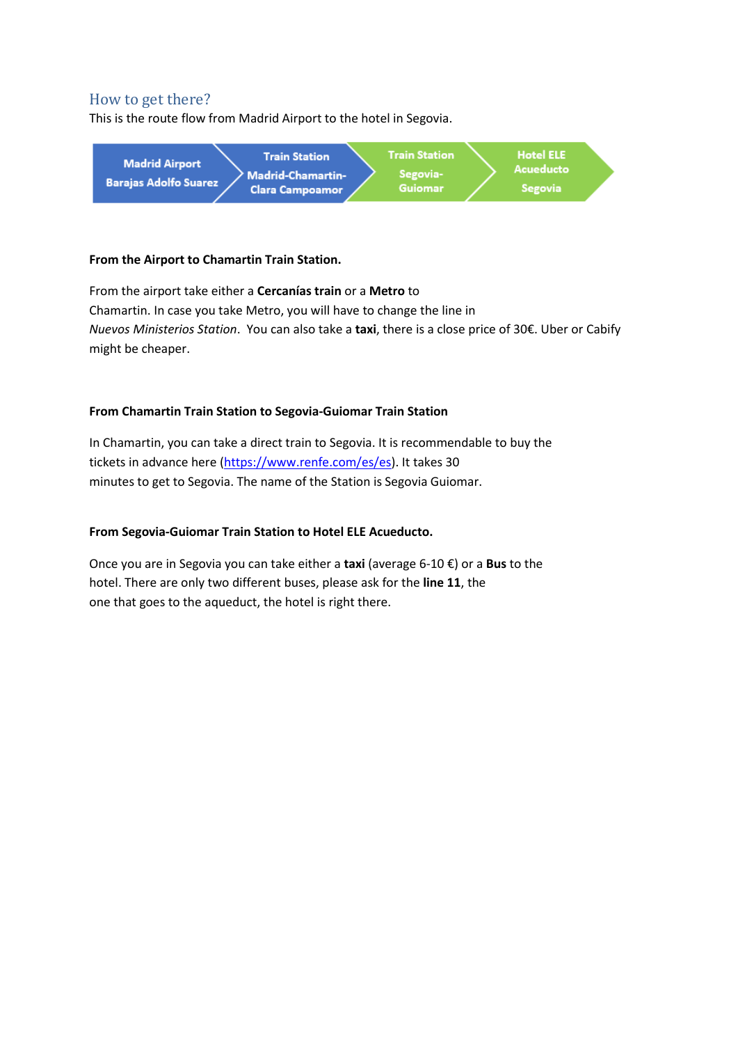## How to get there?

This is the route flow from Madrid Airport to the hotel in Segovia.

Madrid Airport Barajas Adolfo Suarez

Train Station Madrid-Chamartin-Clara Campoamor

Train Station Segovia-Guiomar

Hotel ELE Acueducto Segovia

**From the Airport to Chamartin Train Station.**

From the airport take either a **Cercanías train** or a **Metro** to Chamartin. In case you take Metro, you will have to change the line in *Nuevos Ministerios Station*. You can also take a **taxi**, there is a close price of 30€. Uber or Cabify might be cheaper.

**From Chamartin Train Station to Segovia-Guiomar Train Station**

In Chamartin, you can take a direct train to Segovia. It is recommendable to buy the tickets in advance here (https://www.renfe.com/es/es). It takes 30 minutes to get to Segovia. The name of the Station is Segovia Guiomar.

**From Segovia-Guiomar Train Station to Hotel ELE Acueducto.**

Once you are in Segovia you can take either a **taxi** (average 6-10 €) or a **Bus** to the hotel. There are only two different buses, please ask for the **line 11**, the one that goes to the aqueduct, the hotel is right there.